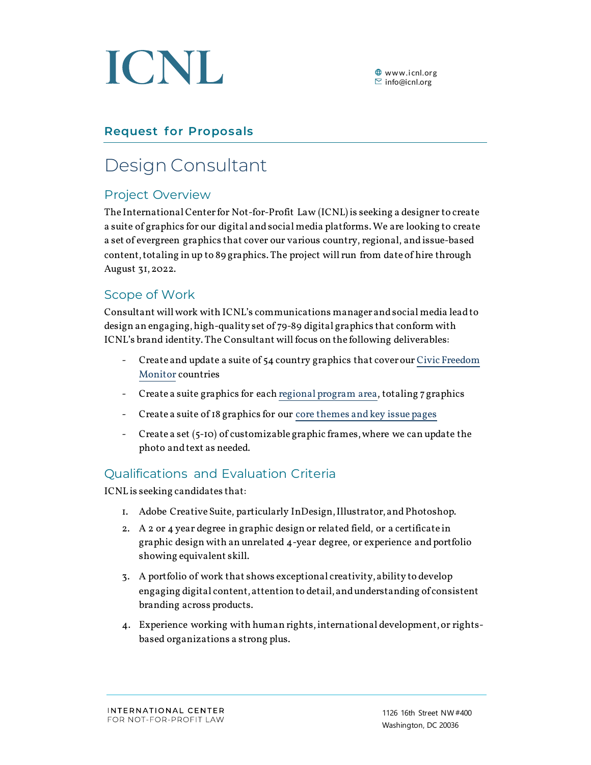# ICNL

www.icnl.org
info@icnl.org

## Request for Proposals

# Design Consultant

## Project Overview

The International Center for Not-for-Profit Law (ICNL) is seeking a designer to create a suite of graphics for our digital and social media platforms. We are looking to create a set of evergreen graphics that cover our various country, regional, and issue-based content, totaling in up to 89 graphics. The project will run from date of hire through August 31, 2022.

## Scope of Work

Consultant will work with ICNL's communications manager and social media lead to design an engaging, high-quality set of 79-89 digital graphics that conform with ICNL's brand identity. The Consultant will focus on the following deliverables:

- Create and update a suite of 54 country graphics that cover our Civic Freedom Monitor countries
- Create a suite graphics for each regional program area, totaling 7 graphics
- Create a suite of 18 graphics for our core themes and key issue pages
- Create a set (5-10) of customizable graphic frames, where we can update the photo and text as needed.

## Qualifications and Evaluation Criteria

ICNL is seeking candidates that:

1. Adobe Creative Suite, particularly InDesign, Illustrator, and Photoshop.
2. A 2 or 4 year degree in graphic design or related field, or a certificate in graphic design with an unrelated 4-year degree, or experience and portfolio showing equivalent skill.
3. A portfolio of work that shows exceptional creativity, ability to develop engaging digital content, attention to detail, and understanding of consistent branding across products.
4. Experience working with human rights, international development, or rights-based organizations a strong plus.

INTERNATIONAL CENTER FOR NOT-FOR-PROFIT LAW

1126 16th Street NW #400
Washington, DC 20036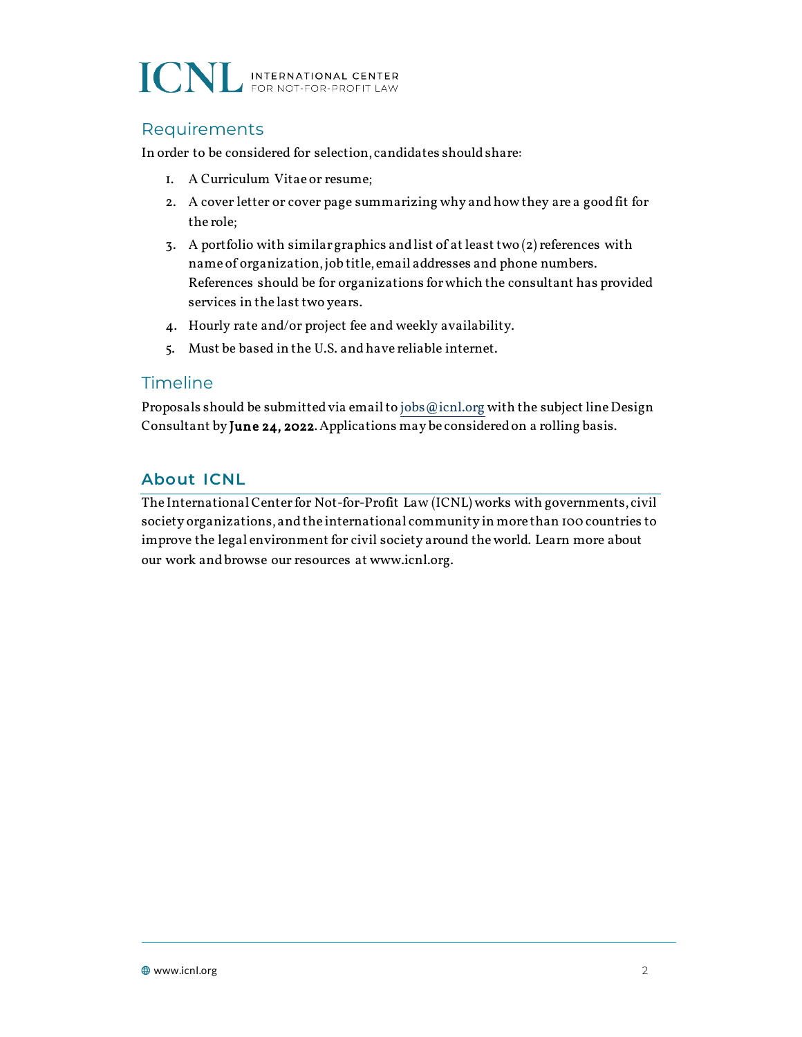## Requirements

In order to be considered for selection, candidates should share:

1. A Curriculum Vitae or resume;
2. A cover letter or cover page summarizing why and how they are a good fit for the role;
3. A portfolio with similar graphics and list of at least two (2) references with name of organization, job title, email addresses and phone numbers. References should be for organizations for which the consultant has provided services in the last two years.
4. Hourly rate and/or project fee and weekly availability.
5. Must be based in the U.S. and have reliable internet.

## Timeline

Proposals should be submitted via email to jobs@icnl.org with the subject line Design Consultant by **June 24, 2022**. Applications may be considered on a rolling basis.

## About ICNL

The International Center for Not-for-Profit Law (ICNL) works with governments, civil society organizations, and the international community in more than 100 countries to improve the legal environment for civil society around the world. Learn more about our work and browse our resources at www.icnl.org.